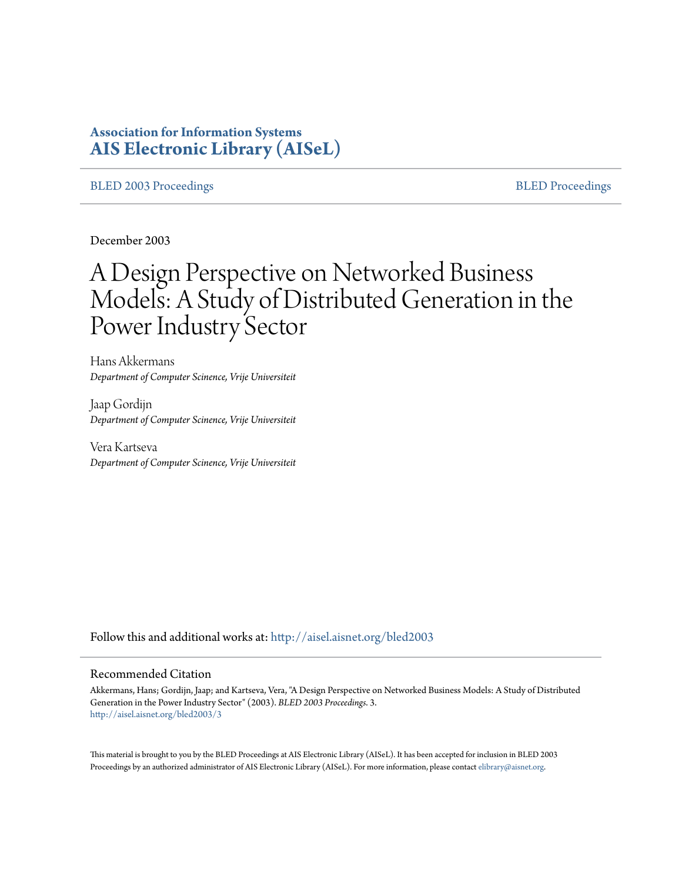**Association for Information Systems**
**AIS Electronic Library (AISeL)**

BLED 2003 Proceedings | BLED Proceedings

December 2003

# A Design Perspective on Networked Business Models: A Study of Distributed Generation in the Power Industry Sector

Hans Akkermans
*Department of Computer Science, Vrije Universiteit*

Jaap Gordijn
*Department of Computer Science, Vrije Universiteit*

Vera Kartseva
*Department of Computer Science, Vrije Universiteit*

Follow this and additional works at: http://aisel.aisnet.org/bled2003

## Recommended Citation

Akkermans, Hans; Gordijn, Jaap; and Kartseva, Vera, "A Design Perspective on Networked Business Models: A Study of Distributed Generation in the Power Industry Sector" (2003). *BLED 2003 Proceedings*. 3.
http://aisel.aisnet.org/bled2003/3

This material is brought to you by the BLED Proceedings at AIS Electronic Library (AISeL). It has been accepted for inclusion in BLED 2003 Proceedings by an authorized administrator of AIS Electronic Library (AISeL). For more information, please contact elibrary@aisnet.org.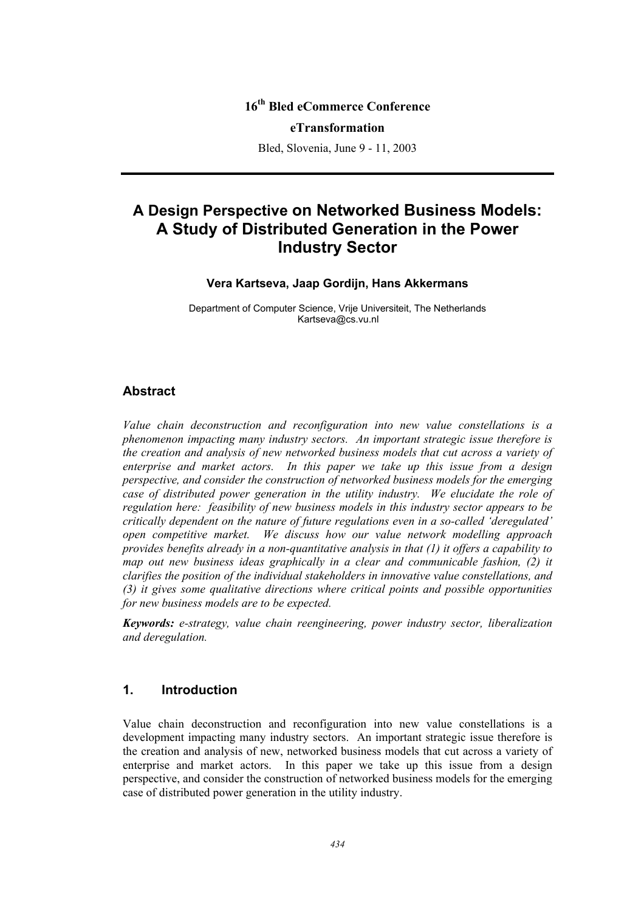16th Bled eCommerce Conference

eTransformation

Bled, Slovenia, June 9 - 11, 2003

# A Design Perspective on Networked Business Models: A Study of Distributed Generation in the Power Industry Sector

**Vera Kartseva, Jaap Gordijn, Hans Akkermans**

Department of Computer Science, Vrije Universiteit, The Netherlands
Kartseva@cs.vu.nl

## Abstract

*Value chain deconstruction and reconfiguration into new value constellations is a phenomenon impacting many industry sectors. An important strategic issue therefore is the creation and analysis of new networked business models that cut across a variety of enterprise and market actors. In this paper we take up this issue from a design perspective, and consider the construction of networked business models for the emerging case of distributed power generation in the utility industry. We elucidate the role of regulation here: feasibility of new business models in this industry sector appears to be critically dependent on the nature of future regulations even in a so-called 'deregulated' open competitive market. We discuss how our value network modelling approach provides benefits already in a non-quantitative analysis in that (1) it offers a capability to map out new business ideas graphically in a clear and communicable fashion, (2) it clarifies the position of the individual stakeholders in innovative value constellations, and (3) it gives some qualitative directions where critical points and possible opportunities for new business models are to be expected.*

***Keywords:*** *e-strategy, value chain reengineering, power industry sector, liberalization and deregulation.*

## 1. Introduction

Value chain deconstruction and reconfiguration into new value constellations is a development impacting many industry sectors. An important strategic issue therefore is the creation and analysis of new, networked business models that cut across a variety of enterprise and market actors. In this paper we take up this issue from a design perspective, and consider the construction of networked business models for the emerging case of distributed power generation in the utility industry.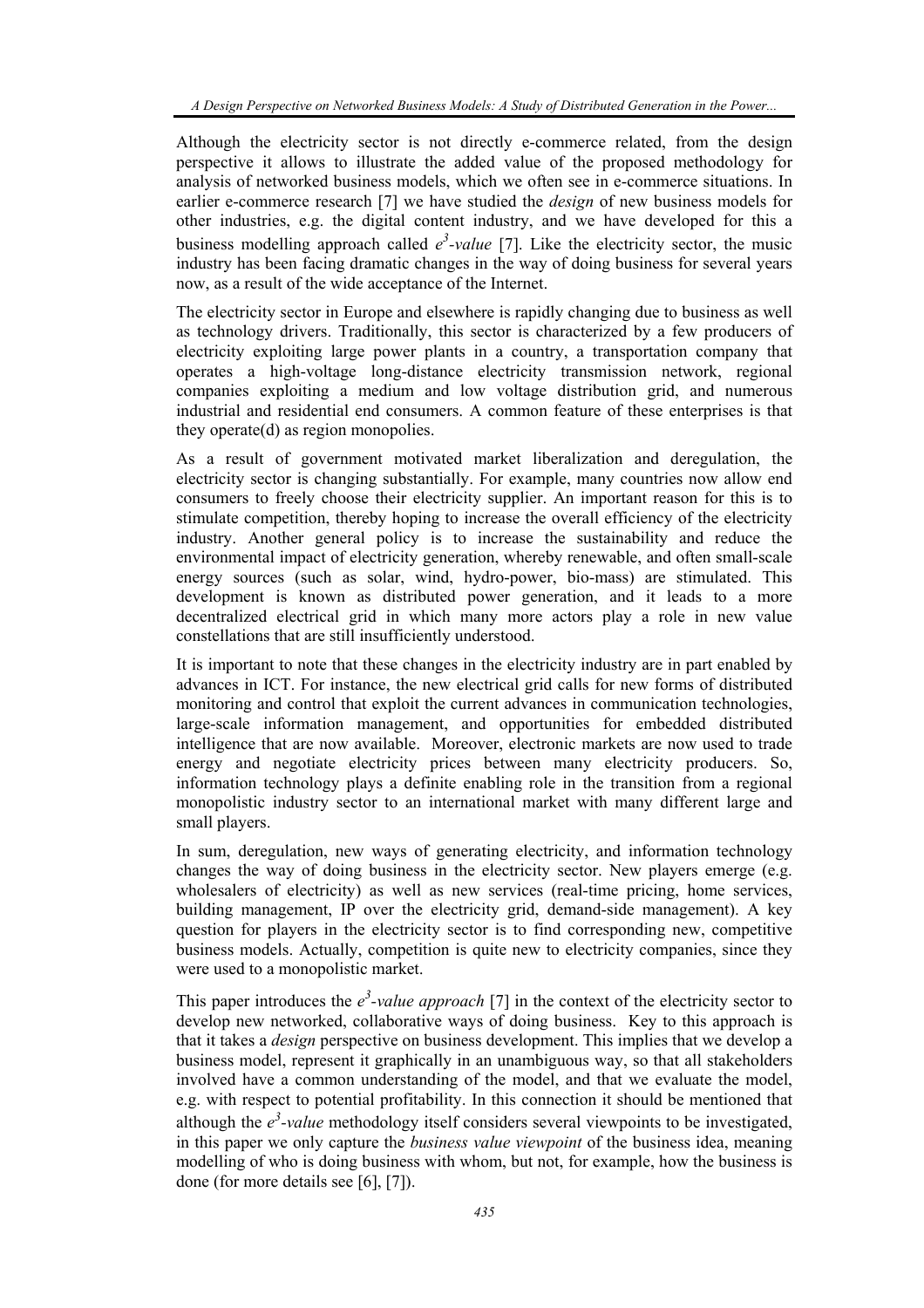Although the electricity sector is not directly e-commerce related, from the design perspective it allows to illustrate the added value of the proposed methodology for analysis of networked business models, which we often see in e-commerce situations. In earlier e-commerce research [7] we have studied the *design* of new business models for other industries, e.g. the digital content industry, and we have developed for this a business modelling approach called *e$^3$-value* [7]. Like the electricity sector, the music industry has been facing dramatic changes in the way of doing business for several years now, as a result of the wide acceptance of the Internet.

The electricity sector in Europe and elsewhere is rapidly changing due to business as well as technology drivers. Traditionally, this sector is characterized by a few producers of electricity exploiting large power plants in a country, a transportation company that operates a high-voltage long-distance electricity transmission network, regional companies exploiting a medium and low voltage distribution grid, and numerous industrial and residential end consumers. A common feature of these enterprises is that they operate(d) as region monopolies.

As a result of government motivated market liberalization and deregulation, the electricity sector is changing substantially. For example, many countries now allow end consumers to freely choose their electricity supplier. An important reason for this is to stimulate competition, thereby hoping to increase the overall efficiency of the electricity industry. Another general policy is to increase the sustainability and reduce the environmental impact of electricity generation, whereby renewable, and often small-scale energy sources (such as solar, wind, hydro-power, bio-mass) are stimulated. This development is known as distributed power generation, and it leads to a more decentralized electrical grid in which many more actors play a role in new value constellations that are still insufficiently understood.

It is important to note that these changes in the electricity industry are in part enabled by advances in ICT. For instance, the new electrical grid calls for new forms of distributed monitoring and control that exploit the current advances in communication technologies, large-scale information management, and opportunities for embedded distributed intelligence that are now available. Moreover, electronic markets are now used to trade energy and negotiate electricity prices between many electricity producers. So, information technology plays a definite enabling role in the transition from a regional monopolistic industry sector to an international market with many different large and small players.

In sum, deregulation, new ways of generating electricity, and information technology changes the way of doing business in the electricity sector. New players emerge (e.g. wholesalers of electricity) as well as new services (real-time pricing, home services, building management, IP over the electricity grid, demand-side management). A key question for players in the electricity sector is to find corresponding new, competitive business models. Actually, competition is quite new to electricity companies, since they were used to a monopolistic market.

This paper introduces the *e$^3$-value approach* [7] in the context of the electricity sector to develop new networked, collaborative ways of doing business. Key to this approach is that it takes a *design* perspective on business development. This implies that we develop a business model, represent it graphically in an unambiguous way, so that all stakeholders involved have a common understanding of the model, and that we evaluate the model, e.g. with respect to potential profitability. In this connection it should be mentioned that although the *e$^3$-value* methodology itself considers several viewpoints to be investigated, in this paper we only capture the *business value viewpoint* of the business idea, meaning modelling of who is doing business with whom, but not, for example, how the business is done (for more details see [6], [7]).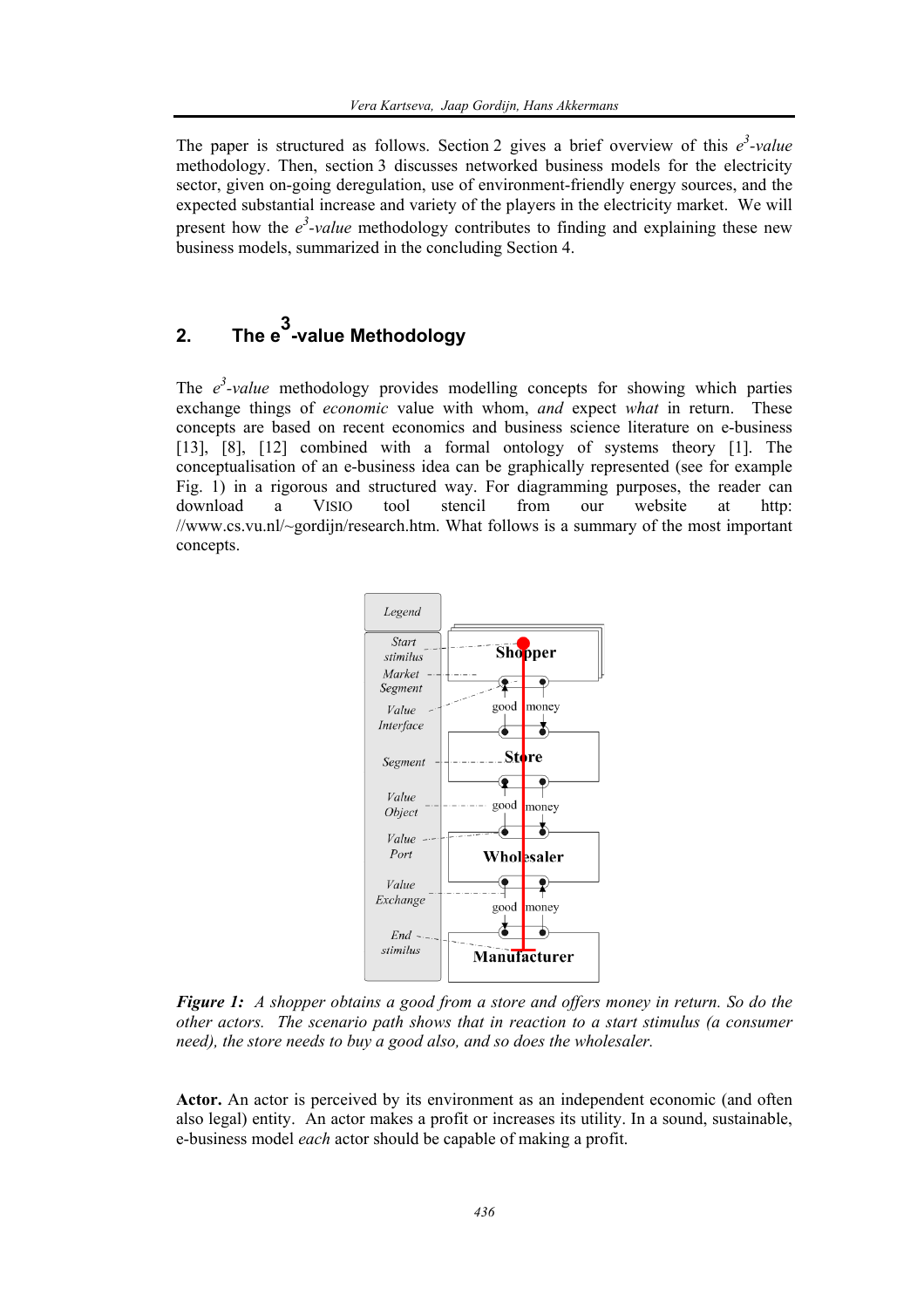The paper is structured as follows. Section 2 gives a brief overview of this *e*[3]*-value* methodology. Then, section 3 discusses networked business models for the electricity sector, given on-going deregulation, use of environment-friendly energy sources, and the expected substantial increase and variety of the players in the electricity market. We will present how the *e*[3]*-value* methodology contributes to finding and explaining these new business models, summarized in the concluding Section 4.

## 2. The e[3]-value Methodology

The *e*[3]*-value* methodology provides modelling concepts for showing which parties exchange things of *economic* value with whom, *and* expect *what* in return. These concepts are based on recent economics and business science literature on e-business [13], [8], [12] combined with a formal ontology of systems theory [1]. The conceptualisation of an e-business idea can be graphically represented (see for example Fig. 1) in a rigorous and structured way. For diagramming purposes, the reader can download a VISIO tool stencil from our website at http://www.cs.vu.nl/~gordijn/research.htm. What follows is a summary of the most important concepts.

Legend: Start stimulus, Market Segment, Value Interface, Segment, Value Object, Value Port, Value Exchange, End stimulus

Shopper — good / money — Store — good / money — Wholesaler — good / money — Manufacturer

***Figure 1:*** *A shopper obtains a good from a store and offers money in return. So do the other actors. The scenario path shows that in reaction to a start stimulus (a consumer need), the store needs to buy a good also, and so does the wholesaler.*

**Actor.** An actor is perceived by its environment as an independent economic (and often also legal) entity. An actor makes a profit or increases its utility. In a sound, sustainable, e-business model *each* actor should be capable of making a profit.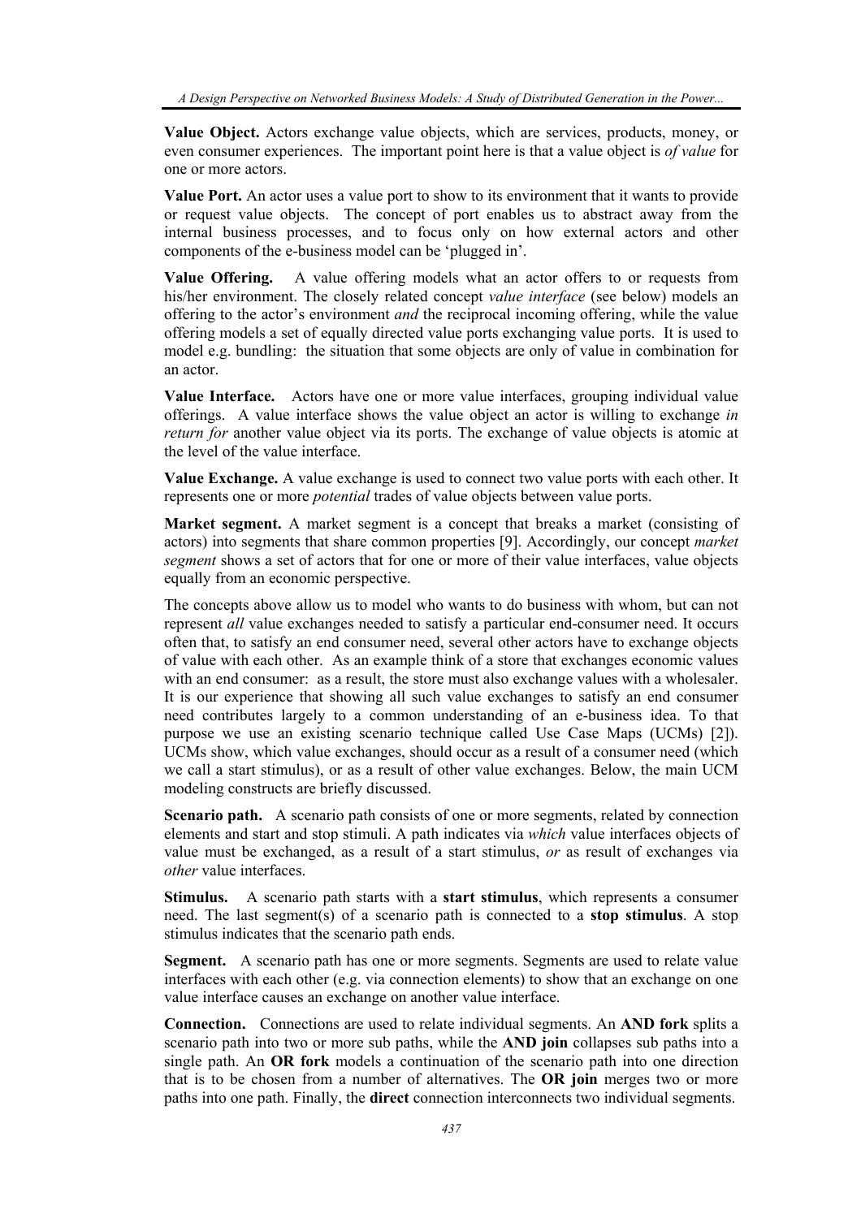**Value Object.** Actors exchange value objects, which are services, products, money, or even consumer experiences. The important point here is that a value object is *of value* for one or more actors.

**Value Port.** An actor uses a value port to show to its environment that it wants to provide or request value objects. The concept of port enables us to abstract away from the internal business processes, and to focus only on how external actors and other components of the e-business model can be 'plugged in'.

**Value Offering.** A value offering models what an actor offers to or requests from his/her environment. The closely related concept *value interface* (see below) models an offering to the actor's environment *and* the reciprocal incoming offering, while the value offering models a set of equally directed value ports exchanging value ports. It is used to model e.g. bundling: the situation that some objects are only of value in combination for an actor.

**Value Interface.** Actors have one or more value interfaces, grouping individual value offerings. A value interface shows the value object an actor is willing to exchange *in return for* another value object via its ports. The exchange of value objects is atomic at the level of the value interface.

**Value Exchange.** A value exchange is used to connect two value ports with each other. It represents one or more *potential* trades of value objects between value ports.

**Market segment.** A market segment is a concept that breaks a market (consisting of actors) into segments that share common properties [9]. Accordingly, our concept *market segment* shows a set of actors that for one or more of their value interfaces, value objects equally from an economic perspective.

The concepts above allow us to model who wants to do business with whom, but can not represent *all* value exchanges needed to satisfy a particular end-consumer need. It occurs often that, to satisfy an end consumer need, several other actors have to exchange objects of value with each other. As an example think of a store that exchanges economic values with an end consumer: as a result, the store must also exchange values with a wholesaler. It is our experience that showing all such value exchanges to satisfy an end consumer need contributes largely to a common understanding of an e-business idea. To that purpose we use an existing scenario technique called Use Case Maps (UCMs) [2]). UCMs show, which value exchanges, should occur as a result of a consumer need (which we call a start stimulus), or as a result of other value exchanges. Below, the main UCM modeling constructs are briefly discussed.

**Scenario path.** A scenario path consists of one or more segments, related by connection elements and start and stop stimuli. A path indicates via *which* value interfaces objects of value must be exchanged, as a result of a start stimulus, *or* as result of exchanges via *other* value interfaces.

**Stimulus.** A scenario path starts with a **start stimulus**, which represents a consumer need. The last segment(s) of a scenario path is connected to a **stop stimulus**. A stop stimulus indicates that the scenario path ends.

**Segment.** A scenario path has one or more segments. Segments are used to relate value interfaces with each other (e.g. via connection elements) to show that an exchange on one value interface causes an exchange on another value interface.

**Connection.** Connections are used to relate individual segments. An **AND fork** splits a scenario path into two or more sub paths, while the **AND join** collapses sub paths into a single path. An **OR fork** models a continuation of the scenario path into one direction that is to be chosen from a number of alternatives. The **OR join** merges two or more paths into one path. Finally, the **direct** connection interconnects two individual segments.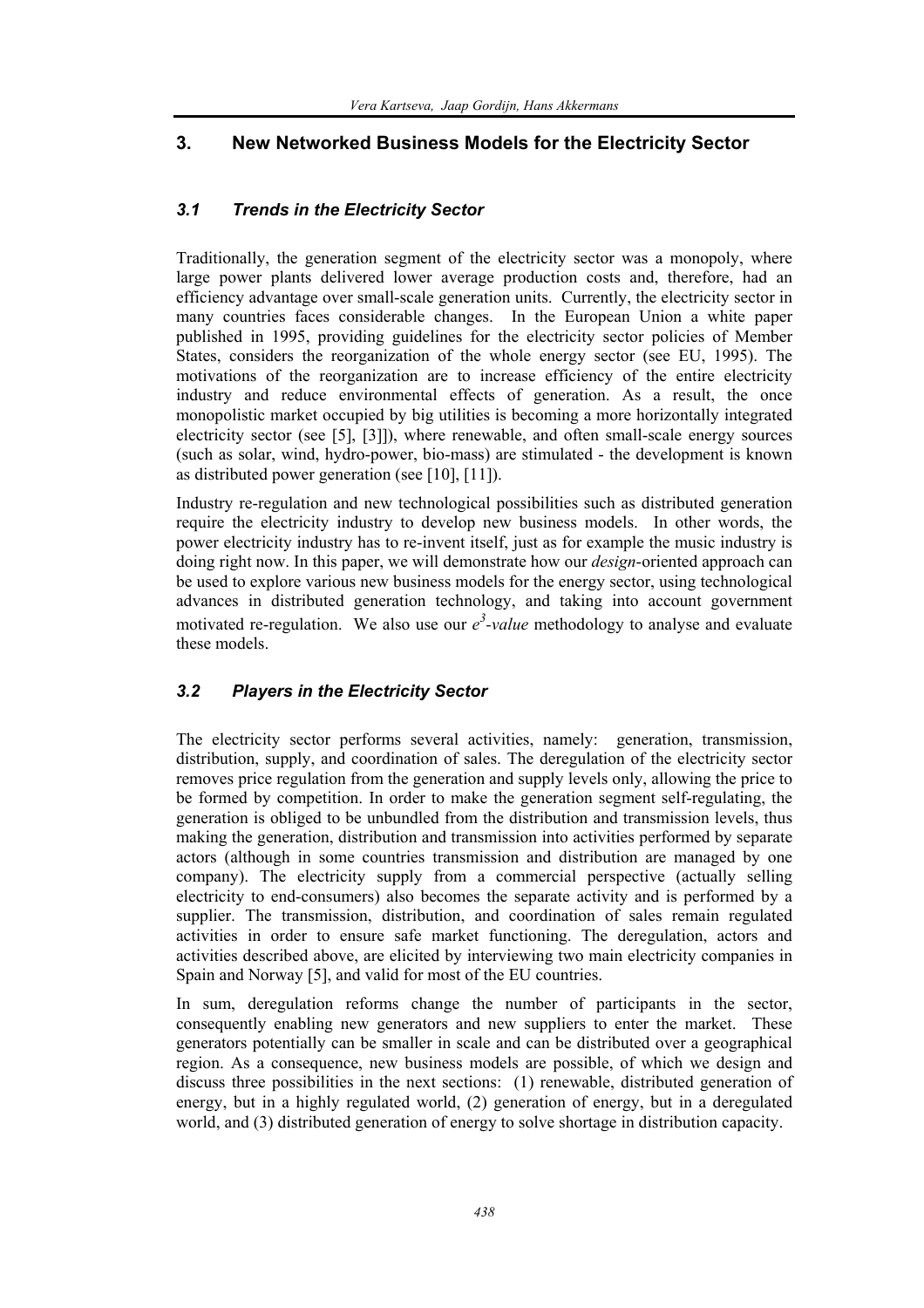## 3. New Networked Business Models for the Electricity Sector

### *3.1 Trends in the Electricity Sector*

Traditionally, the generation segment of the electricity sector was a monopoly, where large power plants delivered lower average production costs and, therefore, had an efficiency advantage over small-scale generation units. Currently, the electricity sector in many countries faces considerable changes. In the European Union a white paper published in 1995, providing guidelines for the electricity sector policies of Member States, considers the reorganization of the whole energy sector (see EU, 1995). The motivations of the reorganization are to increase efficiency of the entire electricity industry and reduce environmental effects of generation. As a result, the once monopolistic market occupied by big utilities is becoming a more horizontally integrated electricity sector (see [5], [3]]), where renewable, and often small-scale energy sources (such as solar, wind, hydro-power, bio-mass) are stimulated - the development is known as distributed power generation (see [10], [11]).

Industry re-regulation and new technological possibilities such as distributed generation require the electricity industry to develop new business models. In other words, the power electricity industry has to re-invent itself, just as for example the music industry is doing right now. In this paper, we will demonstrate how our *design*-oriented approach can be used to explore various new business models for the energy sector, using technological advances in distributed generation technology, and taking into account government motivated re-regulation. We also use our *e$^3$-value* methodology to analyse and evaluate these models.

### *3.2 Players in the Electricity Sector*

The electricity sector performs several activities, namely: generation, transmission, distribution, supply, and coordination of sales. The deregulation of the electricity sector removes price regulation from the generation and supply levels only, allowing the price to be formed by competition. In order to make the generation segment self-regulating, the generation is obliged to be unbundled from the distribution and transmission levels, thus making the generation, distribution and transmission into activities performed by separate actors (although in some countries transmission and distribution are managed by one company). The electricity supply from a commercial perspective (actually selling electricity to end-consumers) also becomes the separate activity and is performed by a supplier. The transmission, distribution, and coordination of sales remain regulated activities in order to ensure safe market functioning. The deregulation, actors and activities described above, are elicited by interviewing two main electricity companies in Spain and Norway [5], and valid for most of the EU countries.

In sum, deregulation reforms change the number of participants in the sector, consequently enabling new generators and new suppliers to enter the market. These generators potentially can be smaller in scale and can be distributed over a geographical region. As a consequence, new business models are possible, of which we design and discuss three possibilities in the next sections: (1) renewable, distributed generation of energy, but in a highly regulated world, (2) generation of energy, but in a deregulated world, and (3) distributed generation of energy to solve shortage in distribution capacity.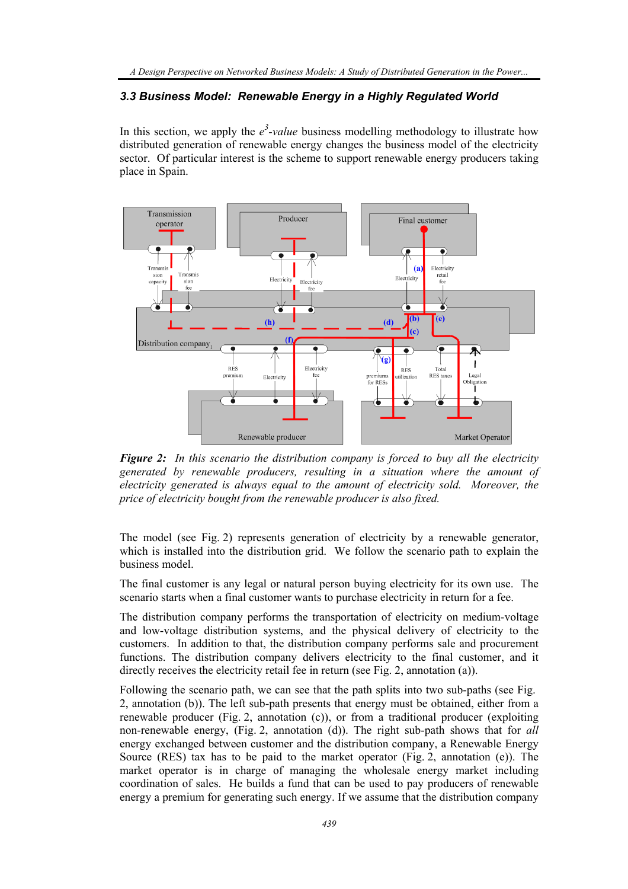### 3.3 Business Model: Renewable Energy in a Highly Regulated World

In this section, we apply the $e^3$-*value* business modelling methodology to illustrate how distributed generation of renewable energy changes the business model of the electricity sector. Of particular interest is the scheme to support renewable energy producers taking place in Spain.

***Figure 2:*** *In this scenario the distribution company is forced to buy all the electricity generated by renewable producers, resulting in a situation where the amount of electricity generated is always equal to the amount of electricity sold. Moreover, the price of electricity bought from the renewable producer is also fixed.*

The model (see Fig. 2) represents generation of electricity by a renewable generator, which is installed into the distribution grid. We follow the scenario path to explain the business model.

The final customer is any legal or natural person buying electricity for its own use. The scenario starts when a final customer wants to purchase electricity in return for a fee.

The distribution company performs the transportation of electricity on medium-voltage and low-voltage distribution systems, and the physical delivery of electricity to the customers. In addition to that, the distribution company performs sale and procurement functions. The distribution company delivers electricity to the final customer, and it directly receives the electricity retail fee in return (see Fig. 2, annotation (a)).

Following the scenario path, we can see that the path splits into two sub-paths (see Fig. 2, annotation (b)). The left sub-path presents that energy must be obtained, either from a renewable producer (Fig. 2, annotation (c)), or from a traditional producer (exploiting non-renewable energy, (Fig. 2, annotation (d)). The right sub-path shows that for *all* energy exchanged between customer and the distribution company, a Renewable Energy Source (RES) tax has to be paid to the market operator (Fig. 2, annotation (e)). The market operator is in charge of managing the wholesale energy market including coordination of sales. He builds a fund that can be used to pay producers of renewable energy a premium for generating such energy. If we assume that the distribution company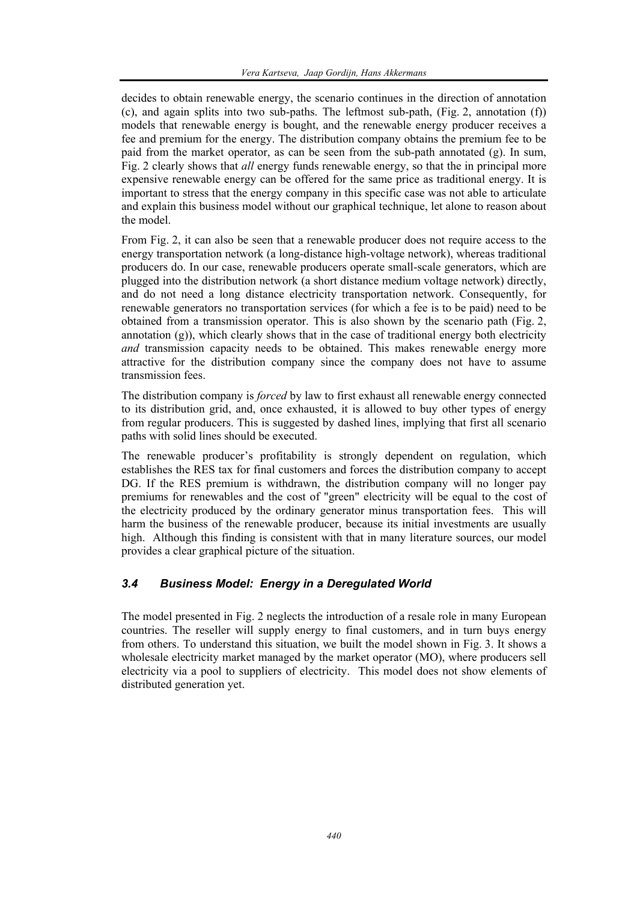decides to obtain renewable energy, the scenario continues in the direction of annotation (c), and again splits into two sub-paths. The leftmost sub-path, (Fig. 2, annotation (f)) models that renewable energy is bought, and the renewable energy producer receives a fee and premium for the energy. The distribution company obtains the premium fee to be paid from the market operator, as can be seen from the sub-path annotated (g). In sum, Fig. 2 clearly shows that *all* energy funds renewable energy, so that the in principal more expensive renewable energy can be offered for the same price as traditional energy. It is important to stress that the energy company in this specific case was not able to articulate and explain this business model without our graphical technique, let alone to reason about the model.

From Fig. 2, it can also be seen that a renewable producer does not require access to the energy transportation network (a long-distance high-voltage network), whereas traditional producers do. In our case, renewable producers operate small-scale generators, which are plugged into the distribution network (a short distance medium voltage network) directly, and do not need a long distance electricity transportation network. Consequently, for renewable generators no transportation services (for which a fee is to be paid) need to be obtained from a transmission operator. This is also shown by the scenario path (Fig. 2, annotation (g)), which clearly shows that in the case of traditional energy both electricity *and* transmission capacity needs to be obtained. This makes renewable energy more attractive for the distribution company since the company does not have to assume transmission fees.

The distribution company is *forced* by law to first exhaust all renewable energy connected to its distribution grid, and, once exhausted, it is allowed to buy other types of energy from regular producers. This is suggested by dashed lines, implying that first all scenario paths with solid lines should be executed.

The renewable producer's profitability is strongly dependent on regulation, which establishes the RES tax for final customers and forces the distribution company to accept DG. If the RES premium is withdrawn, the distribution company will no longer pay premiums for renewables and the cost of "green" electricity will be equal to the cost of the electricity produced by the ordinary generator minus transportation fees. This will harm the business of the renewable producer, because its initial investments are usually high. Although this finding is consistent with that in many literature sources, our model provides a clear graphical picture of the situation.

### *3.4 Business Model: Energy in a Deregulated World*

The model presented in Fig. 2 neglects the introduction of a resale role in many European countries. The reseller will supply energy to final customers, and in turn buys energy from others. To understand this situation, we built the model shown in Fig. 3. It shows a wholesale electricity market managed by the market operator (MO), where producers sell electricity via a pool to suppliers of electricity. This model does not show elements of distributed generation yet.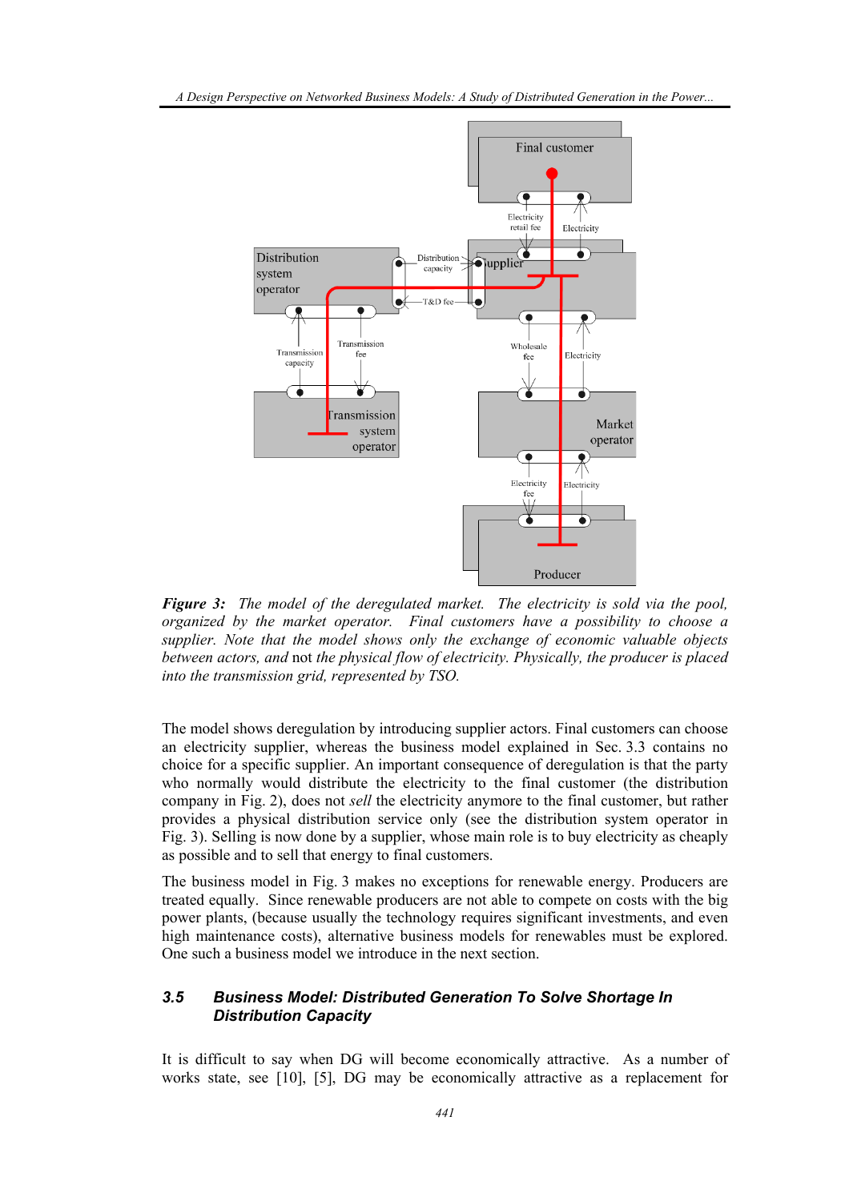***Figure 3:*** *The model of the deregulated market. The electricity is sold via the pool, organized by the market operator. Final customers have a possibility to choose a supplier. Note that the model shows only the exchange of economic valuable objects between actors, and* not *the physical flow of electricity. Physically, the producer is placed into the transmission grid, represented by TSO.*

The model shows deregulation by introducing supplier actors. Final customers can choose an electricity supplier, whereas the business model explained in Sec. 3.3 contains no choice for a specific supplier. An important consequence of deregulation is that the party who normally would distribute the electricity to the final customer (the distribution company in Fig. 2), does not *sell* the electricity anymore to the final customer, but rather provides a physical distribution service only (see the distribution system operator in Fig. 3). Selling is now done by a supplier, whose main role is to buy electricity as cheaply as possible and to sell that energy to final customers.

The business model in Fig. 3 makes no exceptions for renewable energy. Producers are treated equally. Since renewable producers are not able to compete on costs with the big power plants, (because usually the technology requires significant investments, and even high maintenance costs), alternative business models for renewables must be explored. One such a business model we introduce in the next section.

### 3.5 Business Model: Distributed Generation To Solve Shortage In Distribution Capacity

It is difficult to say when DG will become economically attractive. As a number of works state, see [10], [5], DG may be economically attractive as a replacement for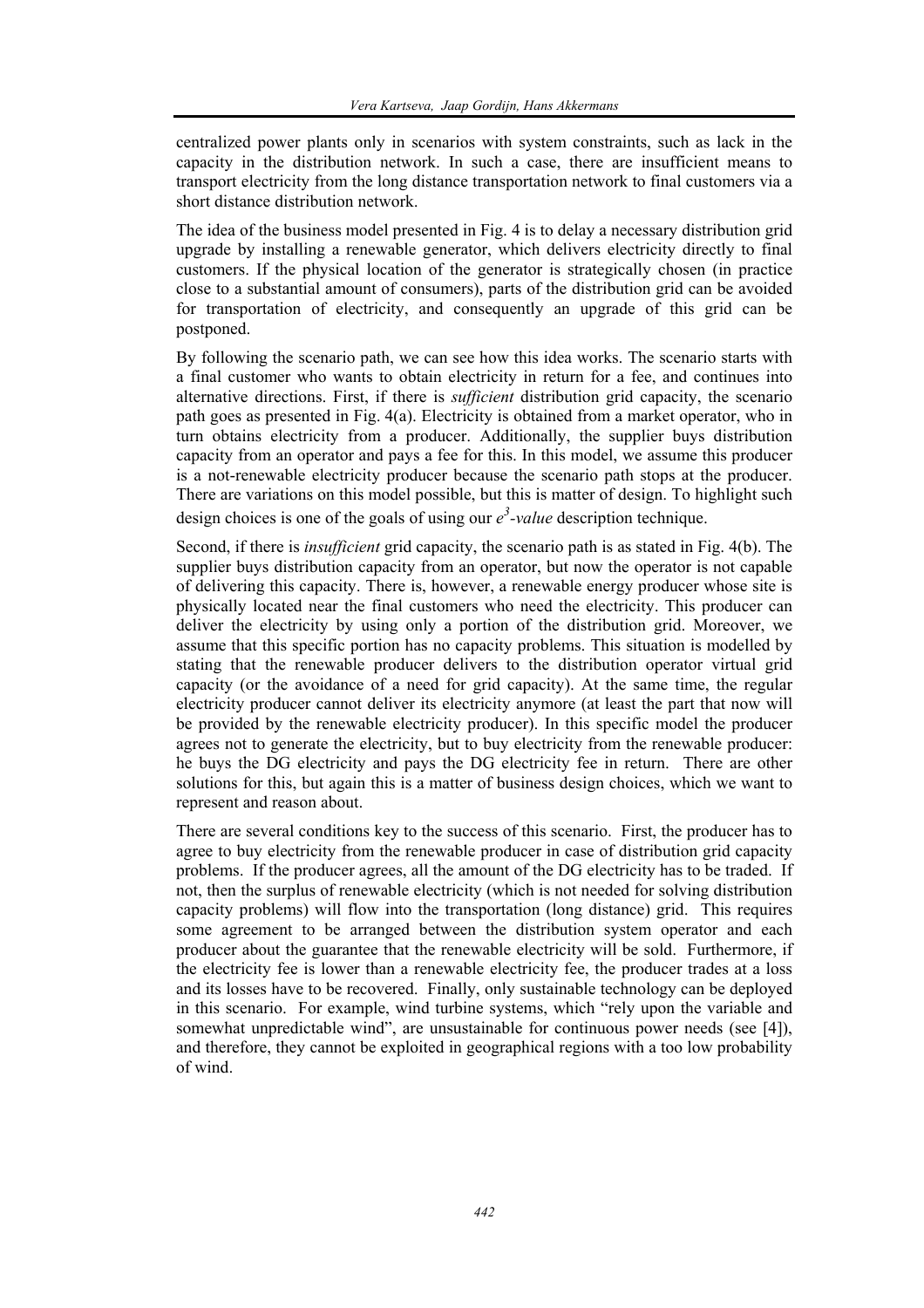centralized power plants only in scenarios with system constraints, such as lack in the capacity in the distribution network. In such a case, there are insufficient means to transport electricity from the long distance transportation network to final customers via a short distance distribution network.

The idea of the business model presented in Fig. 4 is to delay a necessary distribution grid upgrade by installing a renewable generator, which delivers electricity directly to final customers. If the physical location of the generator is strategically chosen (in practice close to a substantial amount of consumers), parts of the distribution grid can be avoided for transportation of electricity, and consequently an upgrade of this grid can be postponed.

By following the scenario path, we can see how this idea works. The scenario starts with a final customer who wants to obtain electricity in return for a fee, and continues into alternative directions. First, if there is *sufficient* distribution grid capacity, the scenario path goes as presented in Fig. 4(a). Electricity is obtained from a market operator, who in turn obtains electricity from a producer. Additionally, the supplier buys distribution capacity from an operator and pays a fee for this. In this model, we assume this producer is a not-renewable electricity producer because the scenario path stops at the producer. There are variations on this model possible, but this is matter of design. To highlight such design choices is one of the goals of using our *$e^3$-value* description technique.

Second, if there is *insufficient* grid capacity, the scenario path is as stated in Fig. 4(b). The supplier buys distribution capacity from an operator, but now the operator is not capable of delivering this capacity. There is, however, a renewable energy producer whose site is physically located near the final customers who need the electricity. This producer can deliver the electricity by using only a portion of the distribution grid. Moreover, we assume that this specific portion has no capacity problems. This situation is modelled by stating that the renewable producer delivers to the distribution operator virtual grid capacity (or the avoidance of a need for grid capacity). At the same time, the regular electricity producer cannot deliver its electricity anymore (at least the part that now will be provided by the renewable electricity producer). In this specific model the producer agrees not to generate the electricity, but to buy electricity from the renewable producer: he buys the DG electricity and pays the DG electricity fee in return. There are other solutions for this, but again this is a matter of business design choices, which we want to represent and reason about.

There are several conditions key to the success of this scenario. First, the producer has to agree to buy electricity from the renewable producer in case of distribution grid capacity problems. If the producer agrees, all the amount of the DG electricity has to be traded. If not, then the surplus of renewable electricity (which is not needed for solving distribution capacity problems) will flow into the transportation (long distance) grid. This requires some agreement to be arranged between the distribution system operator and each producer about the guarantee that the renewable electricity will be sold. Furthermore, if the electricity fee is lower than a renewable electricity fee, the producer trades at a loss and its losses have to be recovered. Finally, only sustainable technology can be deployed in this scenario. For example, wind turbine systems, which "rely upon the variable and somewhat unpredictable wind", are unsustainable for continuous power needs (see [4]), and therefore, they cannot be exploited in geographical regions with a too low probability of wind.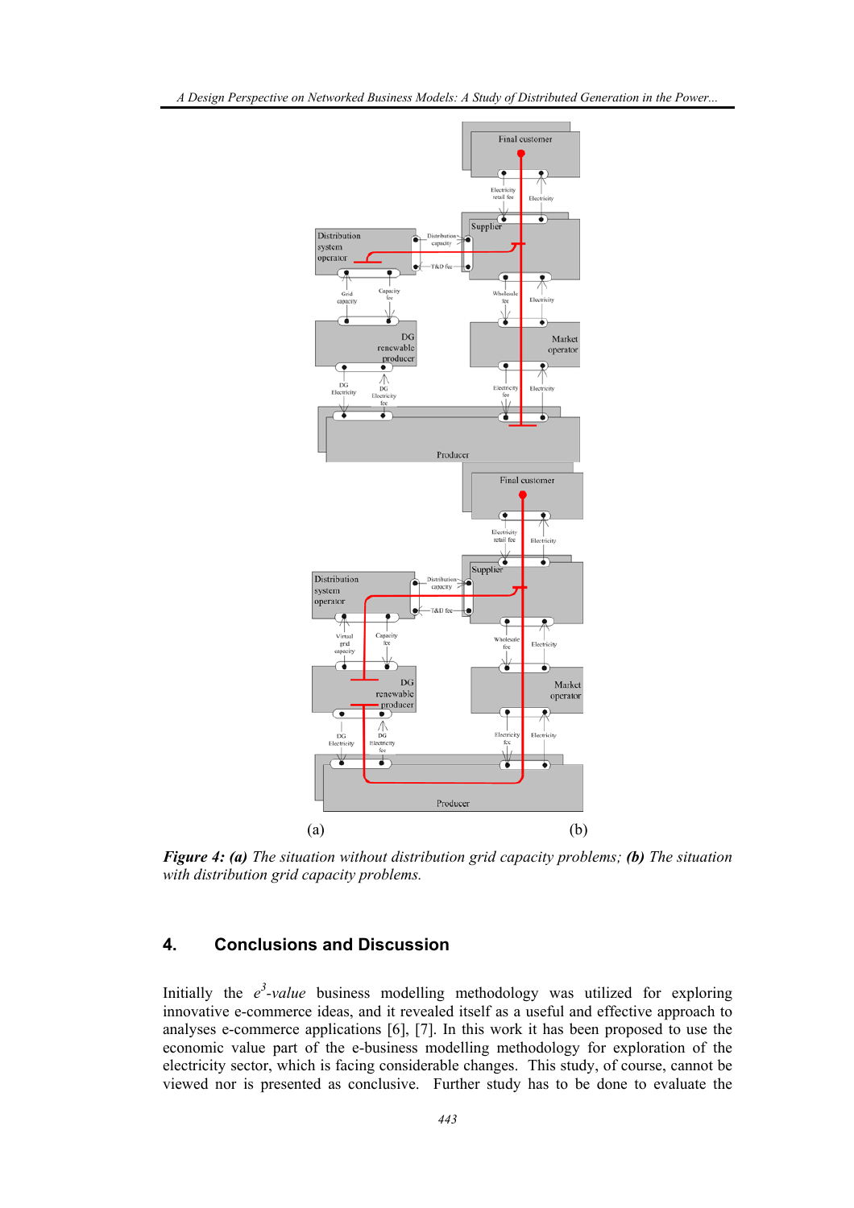*Figure 4: **(a)** The situation without distribution grid capacity problems; **(b)** The situation with distribution grid capacity problems.*

## 4. Conclusions and Discussion

Initially the $e^3$-*value* business modelling methodology was utilized for exploring innovative e-commerce ideas, and it revealed itself as a useful and effective approach to analyses e-commerce applications [6], [7]. In this work it has been proposed to use the economic value part of the e-business modelling methodology for exploration of the electricity sector, which is facing considerable changes. This study, of course, cannot be viewed nor is presented as conclusive. Further study has to be done to evaluate the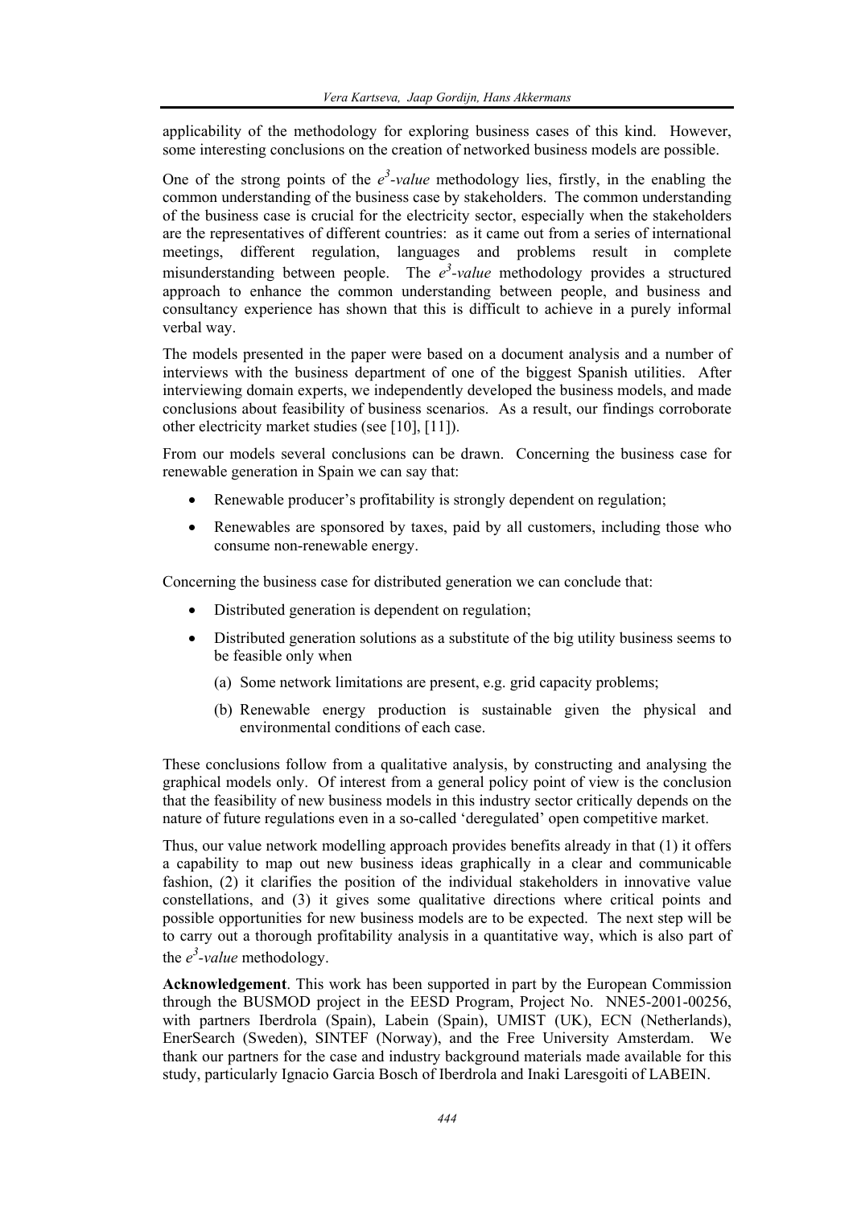applicability of the methodology for exploring business cases of this kind. However, some interesting conclusions on the creation of networked business models are possible.

One of the strong points of the $e^3$*-value* methodology lies, firstly, in the enabling the common understanding of the business case by stakeholders. The common understanding of the business case is crucial for the electricity sector, especially when the stakeholders are the representatives of different countries: as it came out from a series of international meetings, different regulation, languages and problems result in complete misunderstanding between people. The $e^3$*-value* methodology provides a structured approach to enhance the common understanding between people, and business and consultancy experience has shown that this is difficult to achieve in a purely informal verbal way.

The models presented in the paper were based on a document analysis and a number of interviews with the business department of one of the biggest Spanish utilities. After interviewing domain experts, we independently developed the business models, and made conclusions about feasibility of business scenarios. As a result, our findings corroborate other electricity market studies (see [10], [11]).

From our models several conclusions can be drawn. Concerning the business case for renewable generation in Spain we can say that:

- Renewable producer's profitability is strongly dependent on regulation;
- Renewables are sponsored by taxes, paid by all customers, including those who consume non-renewable energy.

Concerning the business case for distributed generation we can conclude that:

- Distributed generation is dependent on regulation;
- Distributed generation solutions as a substitute of the big utility business seems to be feasible only when
  (a) Some network limitations are present, e.g. grid capacity problems;
  (b) Renewable energy production is sustainable given the physical and environmental conditions of each case.

These conclusions follow from a qualitative analysis, by constructing and analysing the graphical models only. Of interest from a general policy point of view is the conclusion that the feasibility of new business models in this industry sector critically depends on the nature of future regulations even in a so-called 'deregulated' open competitive market.

Thus, our value network modelling approach provides benefits already in that (1) it offers a capability to map out new business ideas graphically in a clear and communicable fashion, (2) it clarifies the position of the individual stakeholders in innovative value constellations, and (3) it gives some qualitative directions where critical points and possible opportunities for new business models are to be expected. The next step will be to carry out a thorough profitability analysis in a quantitative way, which is also part of the $e^3$*-value* methodology.

**Acknowledgement**. This work has been supported in part by the European Commission through the BUSMOD project in the EESD Program, Project No. NNE5-2001-00256, with partners Iberdrola (Spain), Labein (Spain), UMIST (UK), ECN (Netherlands), EnerSearch (Sweden), SINTEF (Norway), and the Free University Amsterdam. We thank our partners for the case and industry background materials made available for this study, particularly Ignacio Garcia Bosch of Iberdrola and Inaki Laresgoiti of LABEIN.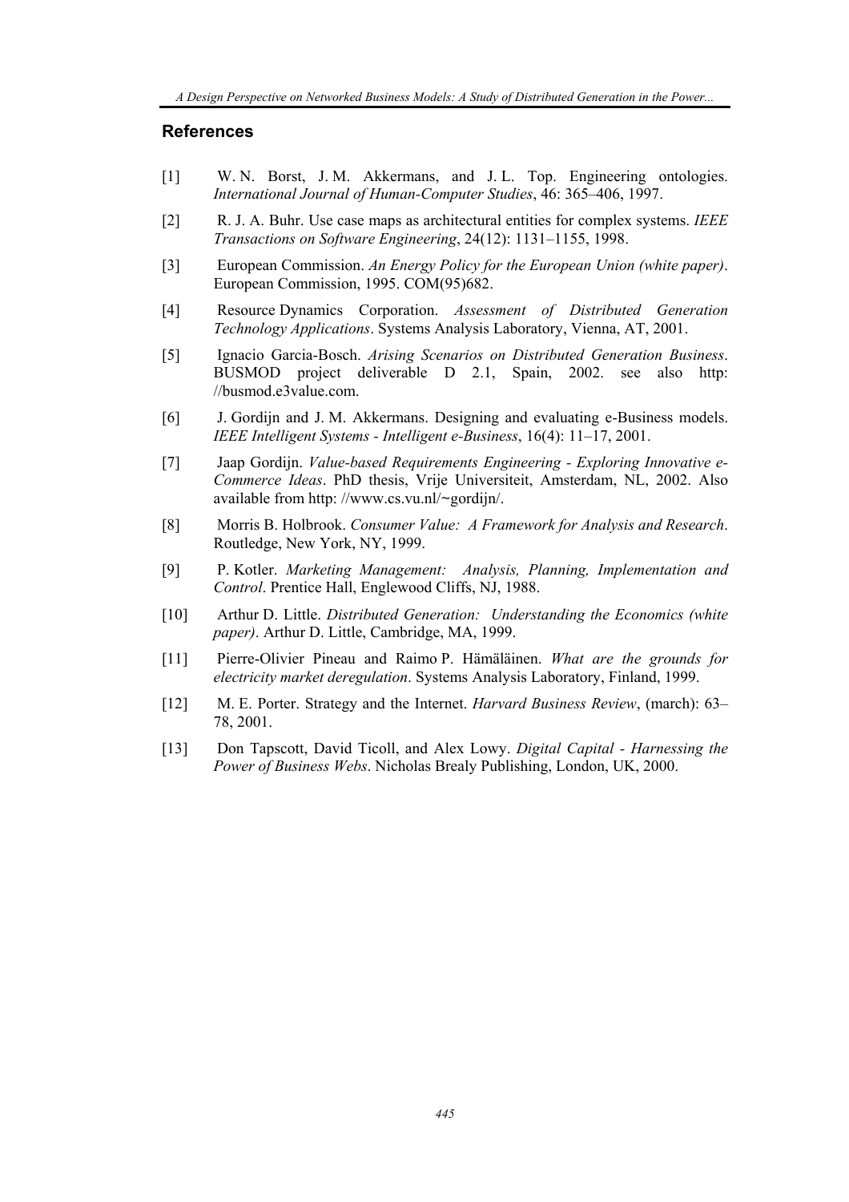## References

[1] W. N. Borst, J. M. Akkermans, and J. L. Top. Engineering ontologies. *International Journal of Human-Computer Studies*, 46: 365–406, 1997.

[2] R. J. A. Buhr. Use case maps as architectural entities for complex systems. *IEEE Transactions on Software Engineering*, 24(12): 1131–1155, 1998.

[3] European Commission. *An Energy Policy for the European Union (white paper)*. European Commission, 1995. COM(95)682.

[4] Resource Dynamics Corporation. *Assessment of Distributed Generation Technology Applications*. Systems Analysis Laboratory, Vienna, AT, 2001.

[5] Ignacio Garcia-Bosch. *Arising Scenarios on Distributed Generation Business*. BUSMOD project deliverable D 2.1, Spain, 2002. see also http: //busmod.e3value.com.

[6] J. Gordijn and J. M. Akkermans. Designing and evaluating e-Business models. *IEEE Intelligent Systems - Intelligent e-Business*, 16(4): 11–17, 2001.

[7] Jaap Gordijn. *Value-based Requirements Engineering - Exploring Innovative e-Commerce Ideas*. PhD thesis, Vrije Universiteit, Amsterdam, NL, 2002. Also available from http: //www.cs.vu.nl/~gordijn/.

[8] Morris B. Holbrook. *Consumer Value: A Framework for Analysis and Research*. Routledge, New York, NY, 1999.

[9] P. Kotler. *Marketing Management: Analysis, Planning, Implementation and Control*. Prentice Hall, Englewood Cliffs, NJ, 1988.

[10] Arthur D. Little. *Distributed Generation: Understanding the Economics (white paper)*. Arthur D. Little, Cambridge, MA, 1999.

[11] Pierre-Olivier Pineau and Raimo P. Hämäläinen. *What are the grounds for electricity market deregulation*. Systems Analysis Laboratory, Finland, 1999.

[12] M. E. Porter. Strategy and the Internet. *Harvard Business Review*, (march): 63–78, 2001.

[13] Don Tapscott, David Ticoll, and Alex Lowy. *Digital Capital - Harnessing the Power of Business Webs*. Nicholas Brealy Publishing, London, UK, 2000.